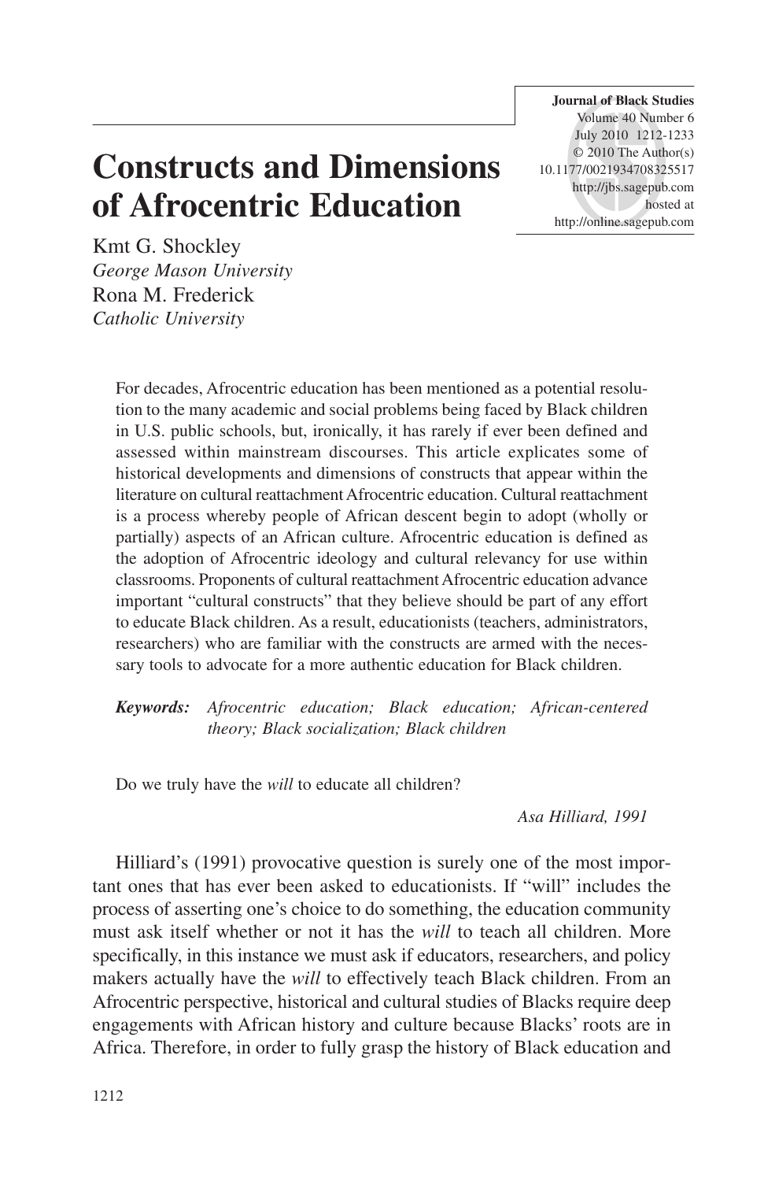# Constructs and Dimensions of Afrocentric Education

Kmt G. Shockley
*George Mason University*
Rona M. Frederick
*Catholic University*

For decades, Afrocentric education has been mentioned as a potential resolution to the many academic and social problems being faced by Black children in U.S. public schools, but, ironically, it has rarely if ever been defined and assessed within mainstream discourses. This article explicates some of historical developments and dimensions of constructs that appear within the literature on cultural reattachment Afrocentric education. Cultural reattachment is a process whereby people of African descent begin to adopt (wholly or partially) aspects of an African culture. Afrocentric education is defined as the adoption of Afrocentric ideology and cultural relevancy for use within classrooms. Proponents of cultural reattachment Afrocentric education advance important "cultural constructs" that they believe should be part of any effort to educate Black children. As a result, educationists (teachers, administrators, researchers) who are familiar with the constructs are armed with the necessary tools to advocate for a more authentic education for Black children.

***Keywords:*** *Afrocentric education; Black education; African-centered theory; Black socialization; Black children*

> Do we truly have the *will* to educate all children?
>
> *Asa Hilliard, 1991*

Hilliard's (1991) provocative question is surely one of the most important ones that has ever been asked to educationists. If "will" includes the process of asserting one's choice to do something, the education community must ask itself whether or not it has the *will* to teach all children. More specifically, in this instance we must ask if educators, researchers, and policy makers actually have the *will* to effectively teach Black children. From an Afrocentric perspective, historical and cultural studies of Blacks require deep engagements with African history and culture because Blacks' roots are in Africa. Therefore, in order to fully grasp the history of Black education and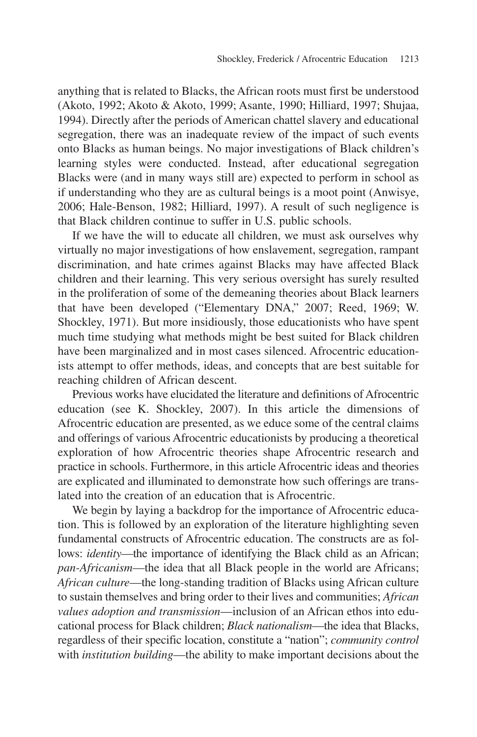anything that is related to Blacks, the African roots must first be understood (Akoto, 1992; Akoto & Akoto, 1999; Asante, 1990; Hilliard, 1997; Shujaa, 1994). Directly after the periods of American chattel slavery and educational segregation, there was an inadequate review of the impact of such events onto Blacks as human beings. No major investigations of Black children's learning styles were conducted. Instead, after educational segregation Blacks were (and in many ways still are) expected to perform in school as if understanding who they are as cultural beings is a moot point (Anwisye, 2006; Hale-Benson, 1982; Hilliard, 1997). A result of such negligence is that Black children continue to suffer in U.S. public schools.

If we have the will to educate all children, we must ask ourselves why virtually no major investigations of how enslavement, segregation, rampant discrimination, and hate crimes against Blacks may have affected Black children and their learning. This very serious oversight has surely resulted in the proliferation of some of the demeaning theories about Black learners that have been developed ("Elementary DNA," 2007; Reed, 1969; W. Shockley, 1971). But more insidiously, those educationists who have spent much time studying what methods might be best suited for Black children have been marginalized and in most cases silenced. Afrocentric educationists attempt to offer methods, ideas, and concepts that are best suitable for reaching children of African descent.

Previous works have elucidated the literature and definitions of Afrocentric education (see K. Shockley, 2007). In this article the dimensions of Afrocentric education are presented, as we educe some of the central claims and offerings of various Afrocentric educationists by producing a theoretical exploration of how Afrocentric theories shape Afrocentric research and practice in schools. Furthermore, in this article Afrocentric ideas and theories are explicated and illuminated to demonstrate how such offerings are translated into the creation of an education that is Afrocentric.

We begin by laying a backdrop for the importance of Afrocentric education. This is followed by an exploration of the literature highlighting seven fundamental constructs of Afrocentric education. The constructs are as follows: *identity*—the importance of identifying the Black child as an African; *pan-Africanism*—the idea that all Black people in the world are Africans; *African culture*—the long-standing tradition of Blacks using African culture to sustain themselves and bring order to their lives and communities; *African values adoption and transmission*—inclusion of an African ethos into educational process for Black children; *Black nationalism*—the idea that Blacks, regardless of their specific location, constitute a "nation"; *community control* with *institution building*—the ability to make important decisions about the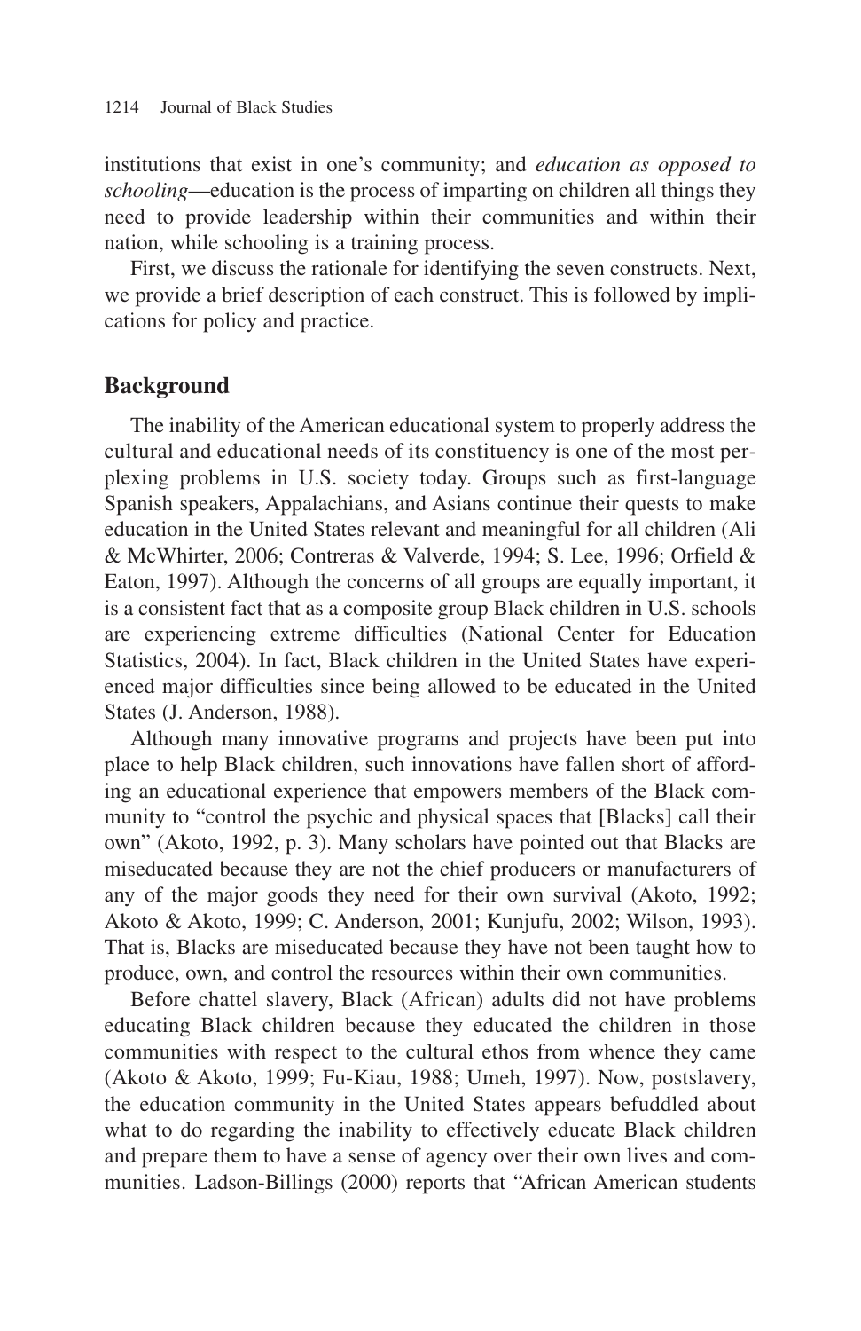institutions that exist in one's community; and *education as opposed to schooling*—education is the process of imparting on children all things they need to provide leadership within their communities and within their nation, while schooling is a training process.

First, we discuss the rationale for identifying the seven constructs. Next, we provide a brief description of each construct. This is followed by implications for policy and practice.

## Background

The inability of the American educational system to properly address the cultural and educational needs of its constituency is one of the most perplexing problems in U.S. society today. Groups such as first-language Spanish speakers, Appalachians, and Asians continue their quests to make education in the United States relevant and meaningful for all children (Ali & McWhirter, 2006; Contreras & Valverde, 1994; S. Lee, 1996; Orfield & Eaton, 1997). Although the concerns of all groups are equally important, it is a consistent fact that as a composite group Black children in U.S. schools are experiencing extreme difficulties (National Center for Education Statistics, 2004). In fact, Black children in the United States have experienced major difficulties since being allowed to be educated in the United States (J. Anderson, 1988).

Although many innovative programs and projects have been put into place to help Black children, such innovations have fallen short of affording an educational experience that empowers members of the Black community to "control the psychic and physical spaces that [Blacks] call their own" (Akoto, 1992, p. 3). Many scholars have pointed out that Blacks are miseducated because they are not the chief producers or manufacturers of any of the major goods they need for their own survival (Akoto, 1992; Akoto & Akoto, 1999; C. Anderson, 2001; Kunjufu, 2002; Wilson, 1993). That is, Blacks are miseducated because they have not been taught how to produce, own, and control the resources within their own communities.

Before chattel slavery, Black (African) adults did not have problems educating Black children because they educated the children in those communities with respect to the cultural ethos from whence they came (Akoto & Akoto, 1999; Fu-Kiau, 1988; Umeh, 1997). Now, postslavery, the education community in the United States appears befuddled about what to do regarding the inability to effectively educate Black children and prepare them to have a sense of agency over their own lives and communities. Ladson-Billings (2000) reports that "African American students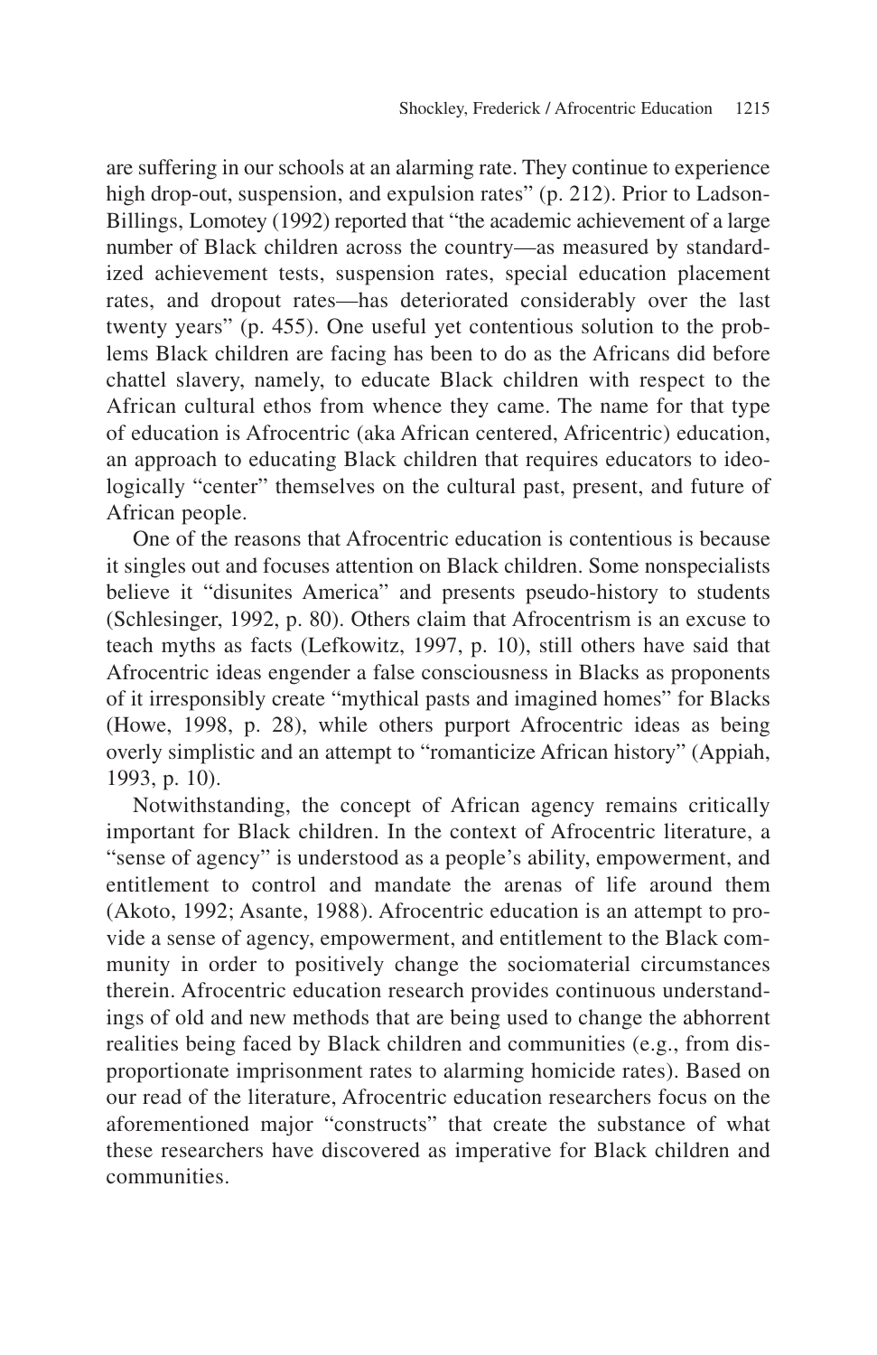are suffering in our schools at an alarming rate. They continue to experience high drop-out, suspension, and expulsion rates" (p. 212). Prior to Ladson-Billings, Lomotey (1992) reported that "the academic achievement of a large number of Black children across the country—as measured by standardized achievement tests, suspension rates, special education placement rates, and dropout rates—has deteriorated considerably over the last twenty years" (p. 455). One useful yet contentious solution to the problems Black children are facing has been to do as the Africans did before chattel slavery, namely, to educate Black children with respect to the African cultural ethos from whence they came. The name for that type of education is Afrocentric (aka African centered, Africentric) education, an approach to educating Black children that requires educators to ideologically "center" themselves on the cultural past, present, and future of African people.

One of the reasons that Afrocentric education is contentious is because it singles out and focuses attention on Black children. Some nonspecialists believe it "disunites America" and presents pseudo-history to students (Schlesinger, 1992, p. 80). Others claim that Afrocentrism is an excuse to teach myths as facts (Lefkowitz, 1997, p. 10), still others have said that Afrocentric ideas engender a false consciousness in Blacks as proponents of it irresponsibly create "mythical pasts and imagined homes" for Blacks (Howe, 1998, p. 28), while others purport Afrocentric ideas as being overly simplistic and an attempt to "romanticize African history" (Appiah, 1993, p. 10).

Notwithstanding, the concept of African agency remains critically important for Black children. In the context of Afrocentric literature, a "sense of agency" is understood as a people's ability, empowerment, and entitlement to control and mandate the arenas of life around them (Akoto, 1992; Asante, 1988). Afrocentric education is an attempt to provide a sense of agency, empowerment, and entitlement to the Black community in order to positively change the sociomaterial circumstances therein. Afrocentric education research provides continuous understandings of old and new methods that are being used to change the abhorrent realities being faced by Black children and communities (e.g., from disproportionate imprisonment rates to alarming homicide rates). Based on our read of the literature, Afrocentric education researchers focus on the aforementioned major "constructs" that create the substance of what these researchers have discovered as imperative for Black children and communities.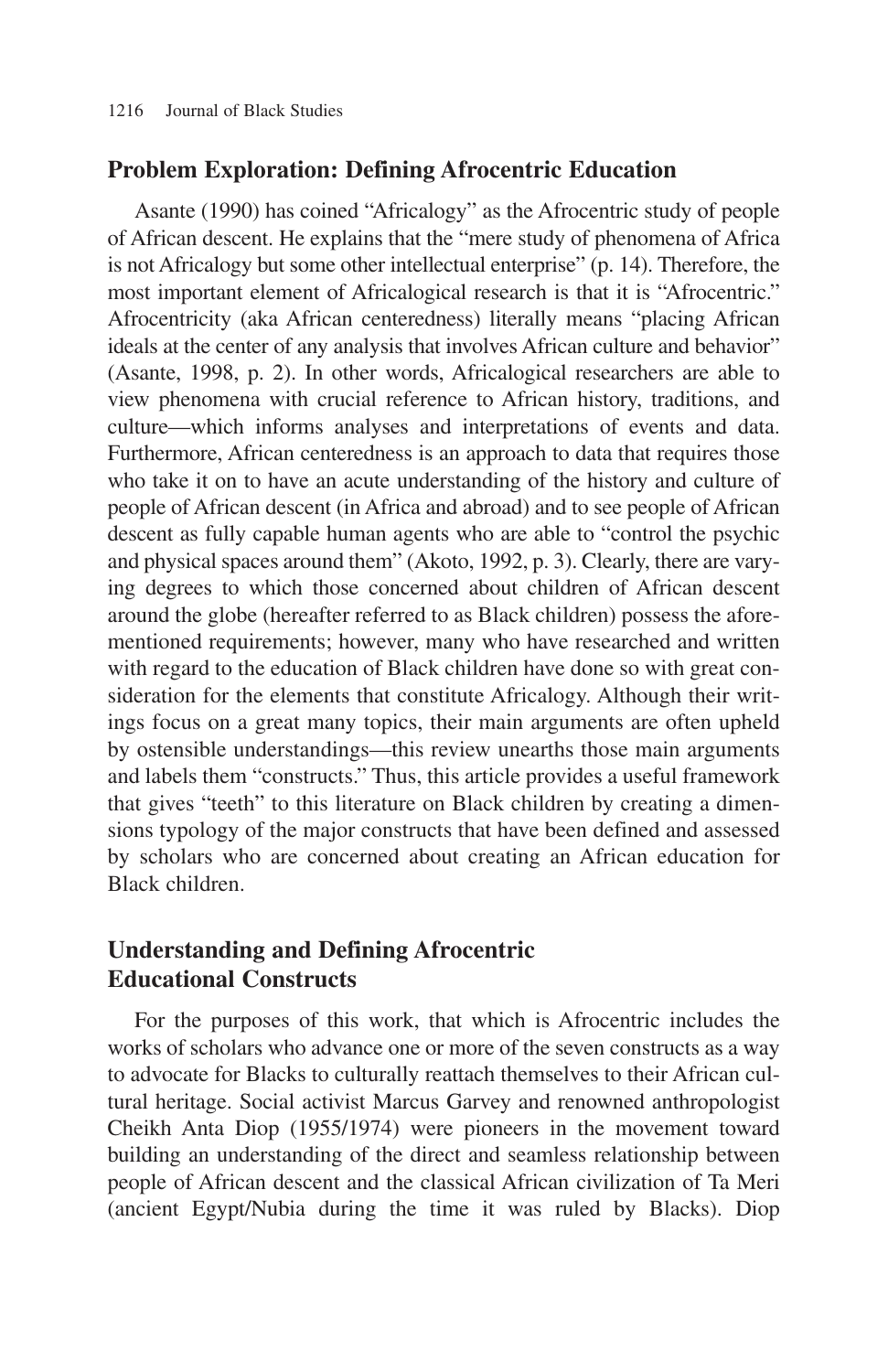## Problem Exploration: Defining Afrocentric Education

Asante (1990) has coined "Africalogy" as the Afrocentric study of people of African descent. He explains that the "mere study of phenomena of Africa is not Africalogy but some other intellectual enterprise" (p. 14). Therefore, the most important element of Africalogical research is that it is "Afrocentric." Afrocentricity (aka African centeredness) literally means "placing African ideals at the center of any analysis that involves African culture and behavior" (Asante, 1998, p. 2). In other words, Africalogical researchers are able to view phenomena with crucial reference to African history, traditions, and culture—which informs analyses and interpretations of events and data. Furthermore, African centeredness is an approach to data that requires those who take it on to have an acute understanding of the history and culture of people of African descent (in Africa and abroad) and to see people of African descent as fully capable human agents who are able to "control the psychic and physical spaces around them" (Akoto, 1992, p. 3). Clearly, there are varying degrees to which those concerned about children of African descent around the globe (hereafter referred to as Black children) possess the aforementioned requirements; however, many who have researched and written with regard to the education of Black children have done so with great consideration for the elements that constitute Africalogy. Although their writings focus on a great many topics, their main arguments are often upheld by ostensible understandings—this review unearths those main arguments and labels them "constructs." Thus, this article provides a useful framework that gives "teeth" to this literature on Black children by creating a dimensions typology of the major constructs that have been defined and assessed by scholars who are concerned about creating an African education for Black children.

## Understanding and Defining Afrocentric Educational Constructs

For the purposes of this work, that which is Afrocentric includes the works of scholars who advance one or more of the seven constructs as a way to advocate for Blacks to culturally reattach themselves to their African cultural heritage. Social activist Marcus Garvey and renowned anthropologist Cheikh Anta Diop (1955/1974) were pioneers in the movement toward building an understanding of the direct and seamless relationship between people of African descent and the classical African civilization of Ta Meri (ancient Egypt/Nubia during the time it was ruled by Blacks). Diop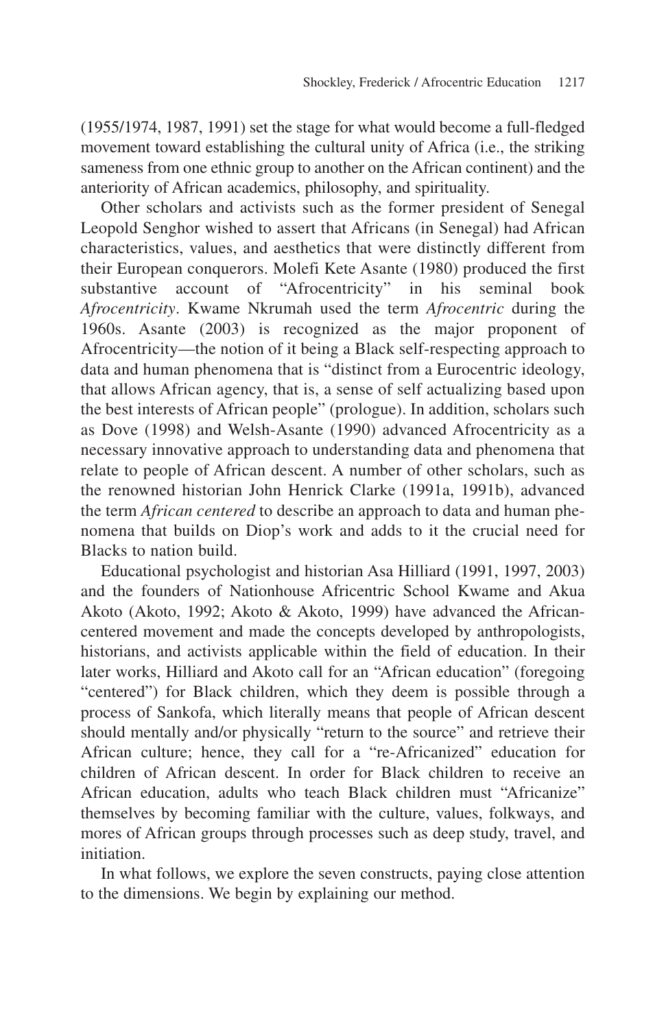(1955/1974, 1987, 1991) set the stage for what would become a full-fledged movement toward establishing the cultural unity of Africa (i.e., the striking sameness from one ethnic group to another on the African continent) and the anteriority of African academics, philosophy, and spirituality.

Other scholars and activists such as the former president of Senegal Leopold Senghor wished to assert that Africans (in Senegal) had African characteristics, values, and aesthetics that were distinctly different from their European conquerors. Molefi Kete Asante (1980) produced the first substantive account of "Afrocentricity" in his seminal book *Afrocentricity*. Kwame Nkrumah used the term *Afrocentric* during the 1960s. Asante (2003) is recognized as the major proponent of Afrocentricity—the notion of it being a Black self-respecting approach to data and human phenomena that is "distinct from a Eurocentric ideology, that allows African agency, that is, a sense of self actualizing based upon the best interests of African people" (prologue). In addition, scholars such as Dove (1998) and Welsh-Asante (1990) advanced Afrocentricity as a necessary innovative approach to understanding data and phenomena that relate to people of African descent. A number of other scholars, such as the renowned historian John Henrick Clarke (1991a, 1991b), advanced the term *African centered* to describe an approach to data and human phenomena that builds on Diop's work and adds to it the crucial need for Blacks to nation build.

Educational psychologist and historian Asa Hilliard (1991, 1997, 2003) and the founders of Nationhouse Africentric School Kwame and Akua Akoto (Akoto, 1992; Akoto & Akoto, 1999) have advanced the African-centered movement and made the concepts developed by anthropologists, historians, and activists applicable within the field of education. In their later works, Hilliard and Akoto call for an "African education" (foregoing "centered") for Black children, which they deem is possible through a process of Sankofa, which literally means that people of African descent should mentally and/or physically "return to the source" and retrieve their African culture; hence, they call for a "re-Africanized" education for children of African descent. In order for Black children to receive an African education, adults who teach Black children must "Africanize" themselves by becoming familiar with the culture, values, folkways, and mores of African groups through processes such as deep study, travel, and initiation.

In what follows, we explore the seven constructs, paying close attention to the dimensions. We begin by explaining our method.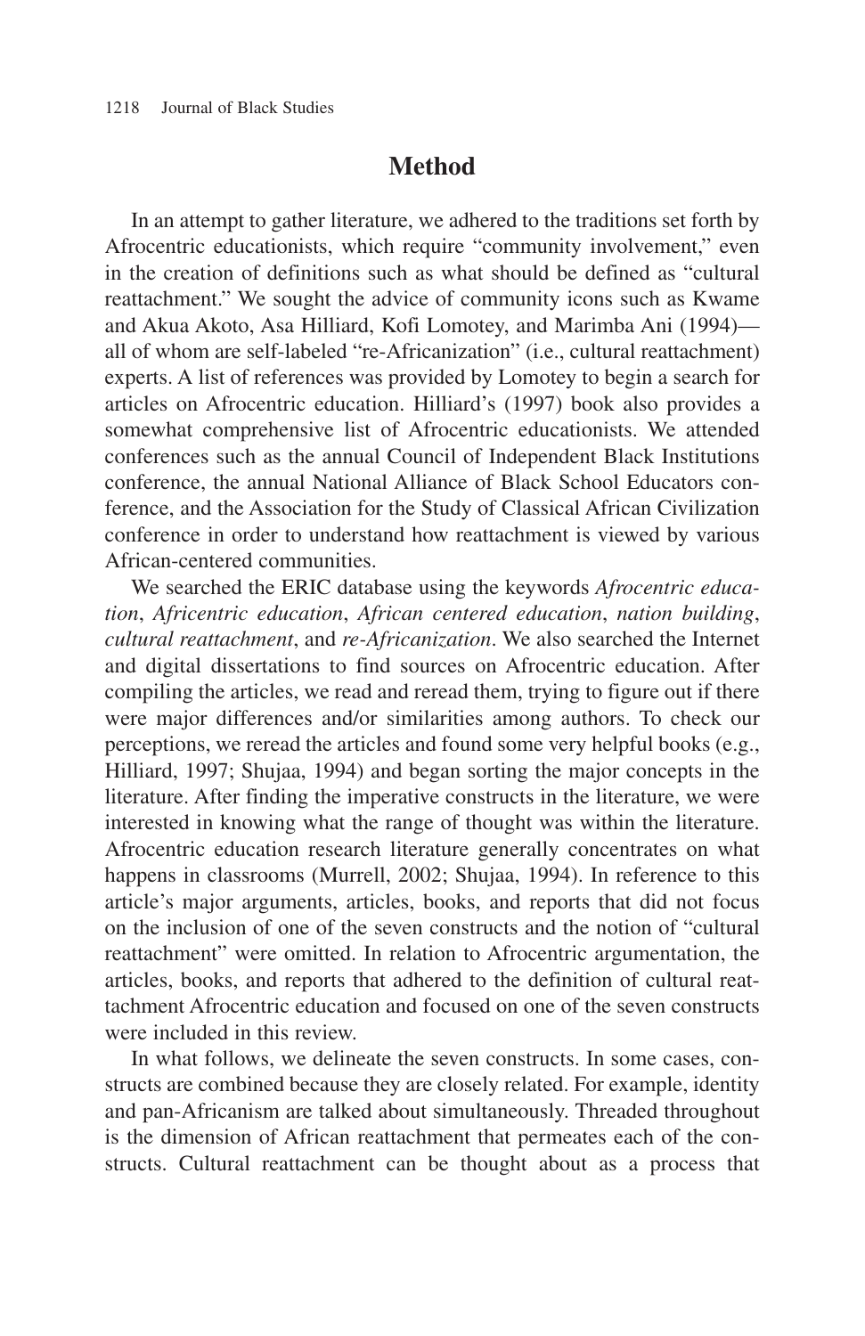## Method

In an attempt to gather literature, we adhered to the traditions set forth by Afrocentric educationists, which require "community involvement," even in the creation of definitions such as what should be defined as "cultural reattachment." We sought the advice of community icons such as Kwame and Akua Akoto, Asa Hilliard, Kofi Lomotey, and Marimba Ani (1994)—all of whom are self-labeled "re-Africanization" (i.e., cultural reattachment) experts. A list of references was provided by Lomotey to begin a search for articles on Afrocentric education. Hilliard's (1997) book also provides a somewhat comprehensive list of Afrocentric educationists. We attended conferences such as the annual Council of Independent Black Institutions conference, the annual National Alliance of Black School Educators conference, and the Association for the Study of Classical African Civilization conference in order to understand how reattachment is viewed by various African-centered communities.

We searched the ERIC database using the keywords *Afrocentric education*, *Africentric education*, *African centered education*, *nation building*, *cultural reattachment*, and *re-Africanization*. We also searched the Internet and digital dissertations to find sources on Afrocentric education. After compiling the articles, we read and reread them, trying to figure out if there were major differences and/or similarities among authors. To check our perceptions, we reread the articles and found some very helpful books (e.g., Hilliard, 1997; Shujaa, 1994) and began sorting the major concepts in the literature. After finding the imperative constructs in the literature, we were interested in knowing what the range of thought was within the literature. Afrocentric education research literature generally concentrates on what happens in classrooms (Murrell, 2002; Shujaa, 1994). In reference to this article's major arguments, articles, books, and reports that did not focus on the inclusion of one of the seven constructs and the notion of "cultural reattachment" were omitted. In relation to Afrocentric argumentation, the articles, books, and reports that adhered to the definition of cultural reattachment Afrocentric education and focused on one of the seven constructs were included in this review.

In what follows, we delineate the seven constructs. In some cases, constructs are combined because they are closely related. For example, identity and pan-Africanism are talked about simultaneously. Threaded throughout is the dimension of African reattachment that permeates each of the constructs. Cultural reattachment can be thought about as a process that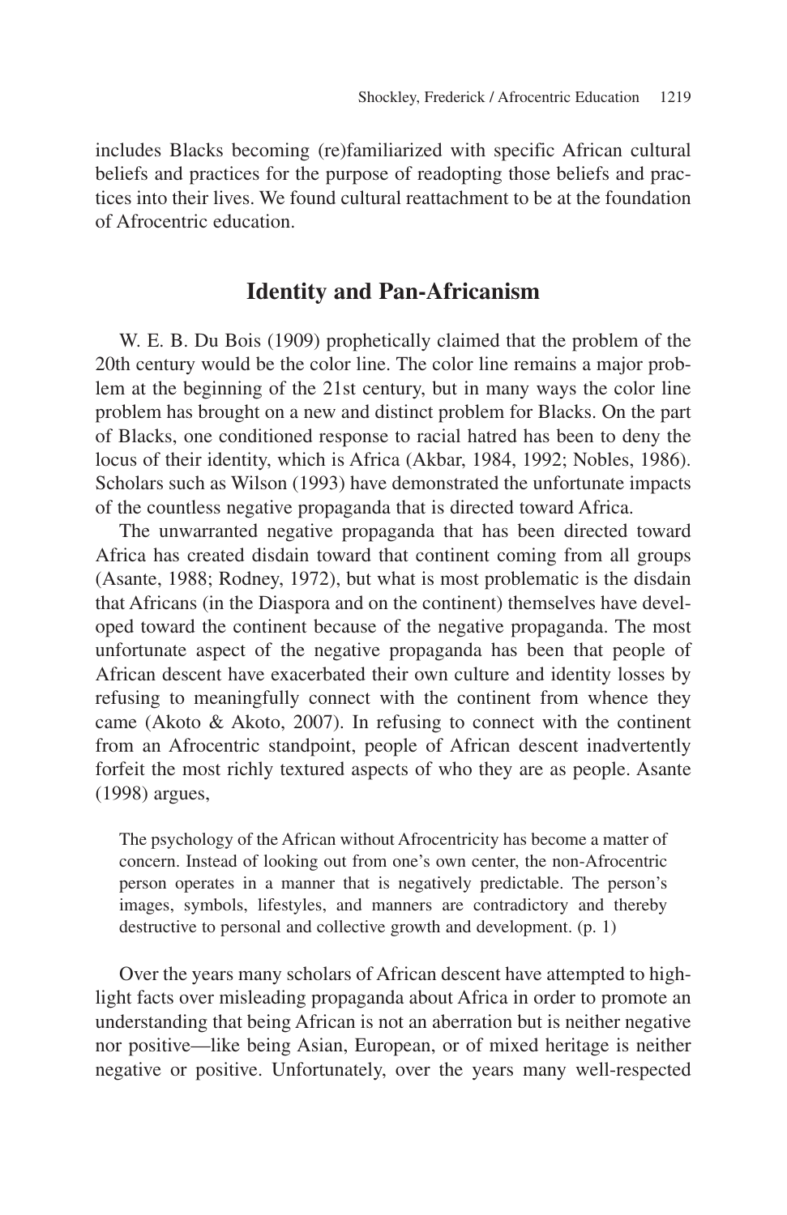includes Blacks becoming (re)familiarized with specific African cultural beliefs and practices for the purpose of readopting those beliefs and practices into their lives. We found cultural reattachment to be at the foundation of Afrocentric education.

## Identity and Pan-Africanism

W. E. B. Du Bois (1909) prophetically claimed that the problem of the 20th century would be the color line. The color line remains a major problem at the beginning of the 21st century, but in many ways the color line problem has brought on a new and distinct problem for Blacks. On the part of Blacks, one conditioned response to racial hatred has been to deny the locus of their identity, which is Africa (Akbar, 1984, 1992; Nobles, 1986). Scholars such as Wilson (1993) have demonstrated the unfortunate impacts of the countless negative propaganda that is directed toward Africa.

The unwarranted negative propaganda that has been directed toward Africa has created disdain toward that continent coming from all groups (Asante, 1988; Rodney, 1972), but what is most problematic is the disdain that Africans (in the Diaspora and on the continent) themselves have developed toward the continent because of the negative propaganda. The most unfortunate aspect of the negative propaganda has been that people of African descent have exacerbated their own culture and identity losses by refusing to meaningfully connect with the continent from whence they came (Akoto & Akoto, 2007). In refusing to connect with the continent from an Afrocentric standpoint, people of African descent inadvertently forfeit the most richly textured aspects of who they are as people. Asante (1998) argues,

> The psychology of the African without Afrocentricity has become a matter of concern. Instead of looking out from one's own center, the non-Afrocentric person operates in a manner that is negatively predictable. The person's images, symbols, lifestyles, and manners are contradictory and thereby destructive to personal and collective growth and development. (p. 1)

Over the years many scholars of African descent have attempted to highlight facts over misleading propaganda about Africa in order to promote an understanding that being African is not an aberration but is neither negative nor positive—like being Asian, European, or of mixed heritage is neither negative or positive. Unfortunately, over the years many well-respected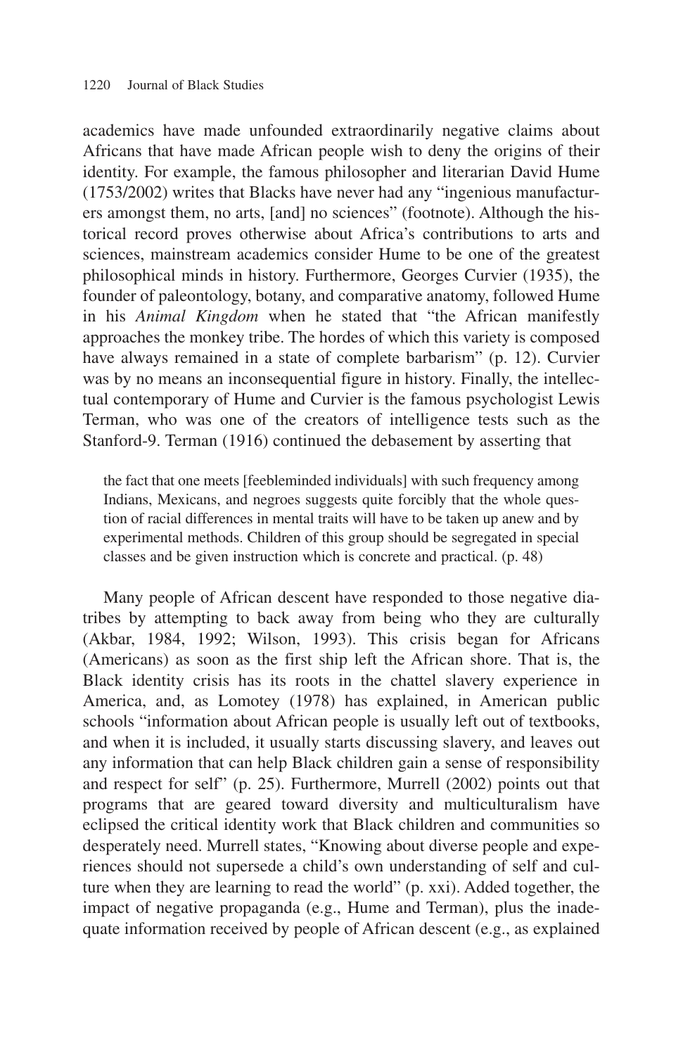academics have made unfounded extraordinarily negative claims about Africans that have made African people wish to deny the origins of their identity. For example, the famous philosopher and literarian David Hume (1753/2002) writes that Blacks have never had any "ingenious manufacturers amongst them, no arts, [and] no sciences" (footnote). Although the historical record proves otherwise about Africa's contributions to arts and sciences, mainstream academics consider Hume to be one of the greatest philosophical minds in history. Furthermore, Georges Curvier (1935), the founder of paleontology, botany, and comparative anatomy, followed Hume in his *Animal Kingdom* when he stated that "the African manifestly approaches the monkey tribe. The hordes of which this variety is composed have always remained in a state of complete barbarism" (p. 12). Curvier was by no means an inconsequential figure in history. Finally, the intellectual contemporary of Hume and Curvier is the famous psychologist Lewis Terman, who was one of the creators of intelligence tests such as the Stanford-9. Terman (1916) continued the debasement by asserting that

> the fact that one meets [feebleminded individuals] with such frequency among Indians, Mexicans, and negroes suggests quite forcibly that the whole question of racial differences in mental traits will have to be taken up anew and by experimental methods. Children of this group should be segregated in special classes and be given instruction which is concrete and practical. (p. 48)

Many people of African descent have responded to those negative diatribes by attempting to back away from being who they are culturally (Akbar, 1984, 1992; Wilson, 1993). This crisis began for Africans (Americans) as soon as the first ship left the African shore. That is, the Black identity crisis has its roots in the chattel slavery experience in America, and, as Lomotey (1978) has explained, in American public schools "information about African people is usually left out of textbooks, and when it is included, it usually starts discussing slavery, and leaves out any information that can help Black children gain a sense of responsibility and respect for self" (p. 25). Furthermore, Murrell (2002) points out that programs that are geared toward diversity and multiculturalism have eclipsed the critical identity work that Black children and communities so desperately need. Murrell states, "Knowing about diverse people and experiences should not supersede a child's own understanding of self and culture when they are learning to read the world" (p. xxi). Added together, the impact of negative propaganda (e.g., Hume and Terman), plus the inadequate information received by people of African descent (e.g., as explained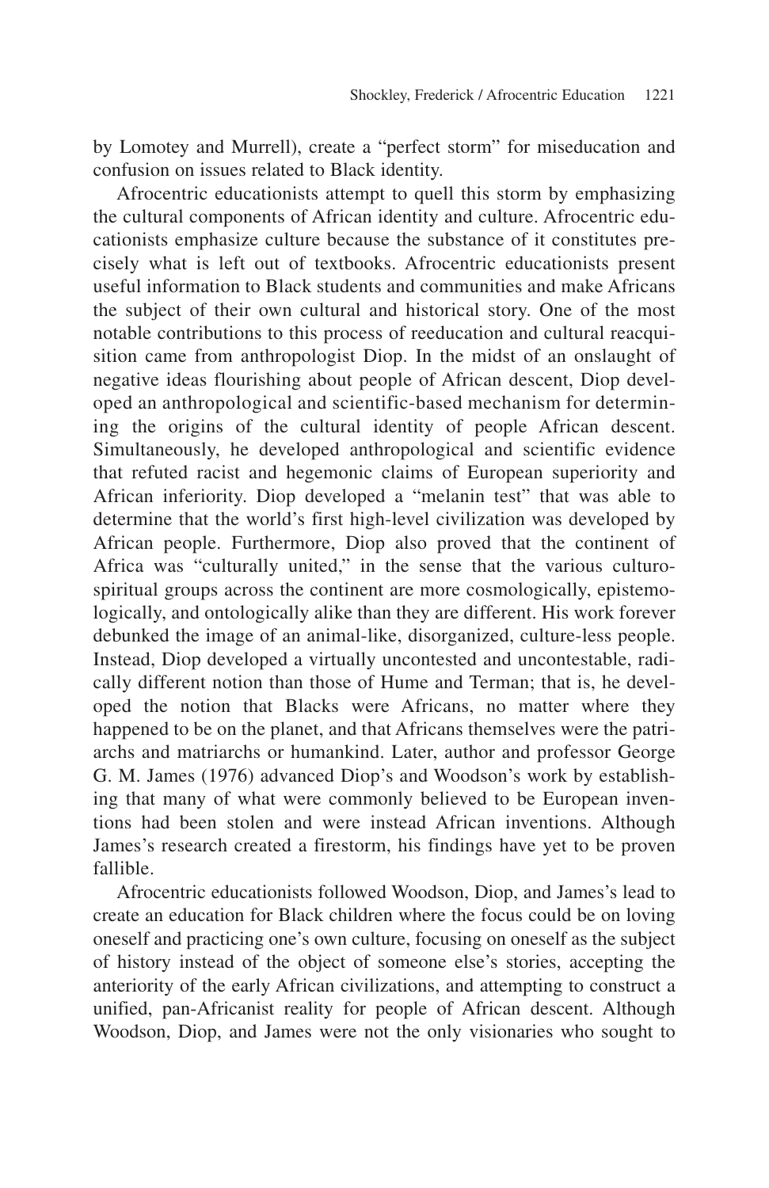by Lomotey and Murrell), create a "perfect storm" for miseducation and confusion on issues related to Black identity.

Afrocentric educationists attempt to quell this storm by emphasizing the cultural components of African identity and culture. Afrocentric educationists emphasize culture because the substance of it constitutes precisely what is left out of textbooks. Afrocentric educationists present useful information to Black students and communities and make Africans the subject of their own cultural and historical story. One of the most notable contributions to this process of reeducation and cultural reacquisition came from anthropologist Diop. In the midst of an onslaught of negative ideas flourishing about people of African descent, Diop developed an anthropological and scientific-based mechanism for determining the origins of the cultural identity of people African descent. Simultaneously, he developed anthropological and scientific evidence that refuted racist and hegemonic claims of European superiority and African inferiority. Diop developed a "melanin test" that was able to determine that the world's first high-level civilization was developed by African people. Furthermore, Diop also proved that the continent of Africa was "culturally united," in the sense that the various culturo-spiritual groups across the continent are more cosmologically, epistemologically, and ontologically alike than they are different. His work forever debunked the image of an animal-like, disorganized, culture-less people. Instead, Diop developed a virtually uncontested and uncontestable, radically different notion than those of Hume and Terman; that is, he developed the notion that Blacks were Africans, no matter where they happened to be on the planet, and that Africans themselves were the patriarchs and matriarchs or humankind. Later, author and professor George G. M. James (1976) advanced Diop's and Woodson's work by establishing that many of what were commonly believed to be European inventions had been stolen and were instead African inventions. Although James's research created a firestorm, his findings have yet to be proven fallible.

Afrocentric educationists followed Woodson, Diop, and James's lead to create an education for Black children where the focus could be on loving oneself and practicing one's own culture, focusing on oneself as the subject of history instead of the object of someone else's stories, accepting the anteriority of the early African civilizations, and attempting to construct a unified, pan-Africanist reality for people of African descent. Although Woodson, Diop, and James were not the only visionaries who sought to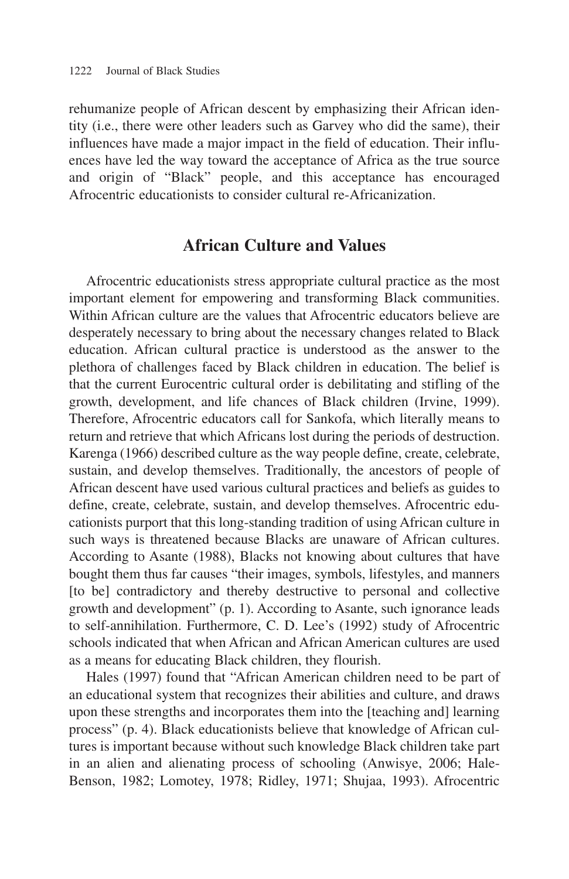rehumanize people of African descent by emphasizing their African identity (i.e., there were other leaders such as Garvey who did the same), their influences have made a major impact in the field of education. Their influences have led the way toward the acceptance of Africa as the true source and origin of "Black" people, and this acceptance has encouraged Afrocentric educationists to consider cultural re-Africanization.

## African Culture and Values

Afrocentric educationists stress appropriate cultural practice as the most important element for empowering and transforming Black communities. Within African culture are the values that Afrocentric educators believe are desperately necessary to bring about the necessary changes related to Black education. African cultural practice is understood as the answer to the plethora of challenges faced by Black children in education. The belief is that the current Eurocentric cultural order is debilitating and stifling of the growth, development, and life chances of Black children (Irvine, 1999). Therefore, Afrocentric educators call for Sankofa, which literally means to return and retrieve that which Africans lost during the periods of destruction. Karenga (1966) described culture as the way people define, create, celebrate, sustain, and develop themselves. Traditionally, the ancestors of people of African descent have used various cultural practices and beliefs as guides to define, create, celebrate, sustain, and develop themselves. Afrocentric educationists purport that this long-standing tradition of using African culture in such ways is threatened because Blacks are unaware of African cultures. According to Asante (1988), Blacks not knowing about cultures that have bought them thus far causes "their images, symbols, lifestyles, and manners [to be] contradictory and thereby destructive to personal and collective growth and development" (p. 1). According to Asante, such ignorance leads to self-annihilation. Furthermore, C. D. Lee's (1992) study of Afrocentric schools indicated that when African and African American cultures are used as a means for educating Black children, they flourish.

Hales (1997) found that "African American children need to be part of an educational system that recognizes their abilities and culture, and draws upon these strengths and incorporates them into the [teaching and] learning process" (p. 4). Black educationists believe that knowledge of African cultures is important because without such knowledge Black children take part in an alien and alienating process of schooling (Anwisye, 2006; Hale-Benson, 1982; Lomotey, 1978; Ridley, 1971; Shujaa, 1993). Afrocentric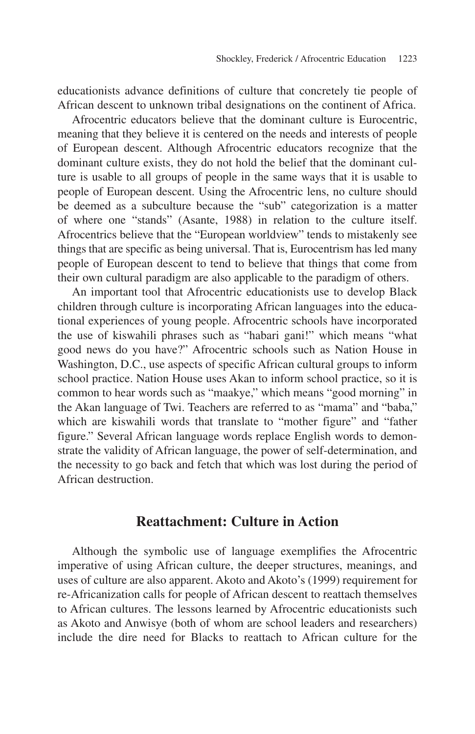educationists advance definitions of culture that concretely tie people of African descent to unknown tribal designations on the continent of Africa.

Afrocentric educators believe that the dominant culture is Eurocentric, meaning that they believe it is centered on the needs and interests of people of European descent. Although Afrocentric educators recognize that the dominant culture exists, they do not hold the belief that the dominant culture is usable to all groups of people in the same ways that it is usable to people of European descent. Using the Afrocentric lens, no culture should be deemed as a subculture because the "sub" categorization is a matter of where one "stands" (Asante, 1988) in relation to the culture itself. Afrocentrics believe that the "European worldview" tends to mistakenly see things that are specific as being universal. That is, Eurocentrism has led many people of European descent to tend to believe that things that come from their own cultural paradigm are also applicable to the paradigm of others.

An important tool that Afrocentric educationists use to develop Black children through culture is incorporating African languages into the educational experiences of young people. Afrocentric schools have incorporated the use of kiswahili phrases such as "habari gani!" which means "what good news do you have?" Afrocentric schools such as Nation House in Washington, D.C., use aspects of specific African cultural groups to inform school practice. Nation House uses Akan to inform school practice, so it is common to hear words such as "maakye," which means "good morning" in the Akan language of Twi. Teachers are referred to as "mama" and "baba," which are kiswahili words that translate to "mother figure" and "father figure." Several African language words replace English words to demonstrate the validity of African language, the power of self-determination, and the necessity to go back and fetch that which was lost during the period of African destruction.

## Reattachment: Culture in Action

Although the symbolic use of language exemplifies the Afrocentric imperative of using African culture, the deeper structures, meanings, and uses of culture are also apparent. Akoto and Akoto's (1999) requirement for re-Africanization calls for people of African descent to reattach themselves to African cultures. The lessons learned by Afrocentric educationists such as Akoto and Anwisye (both of whom are school leaders and researchers) include the dire need for Blacks to reattach to African culture for the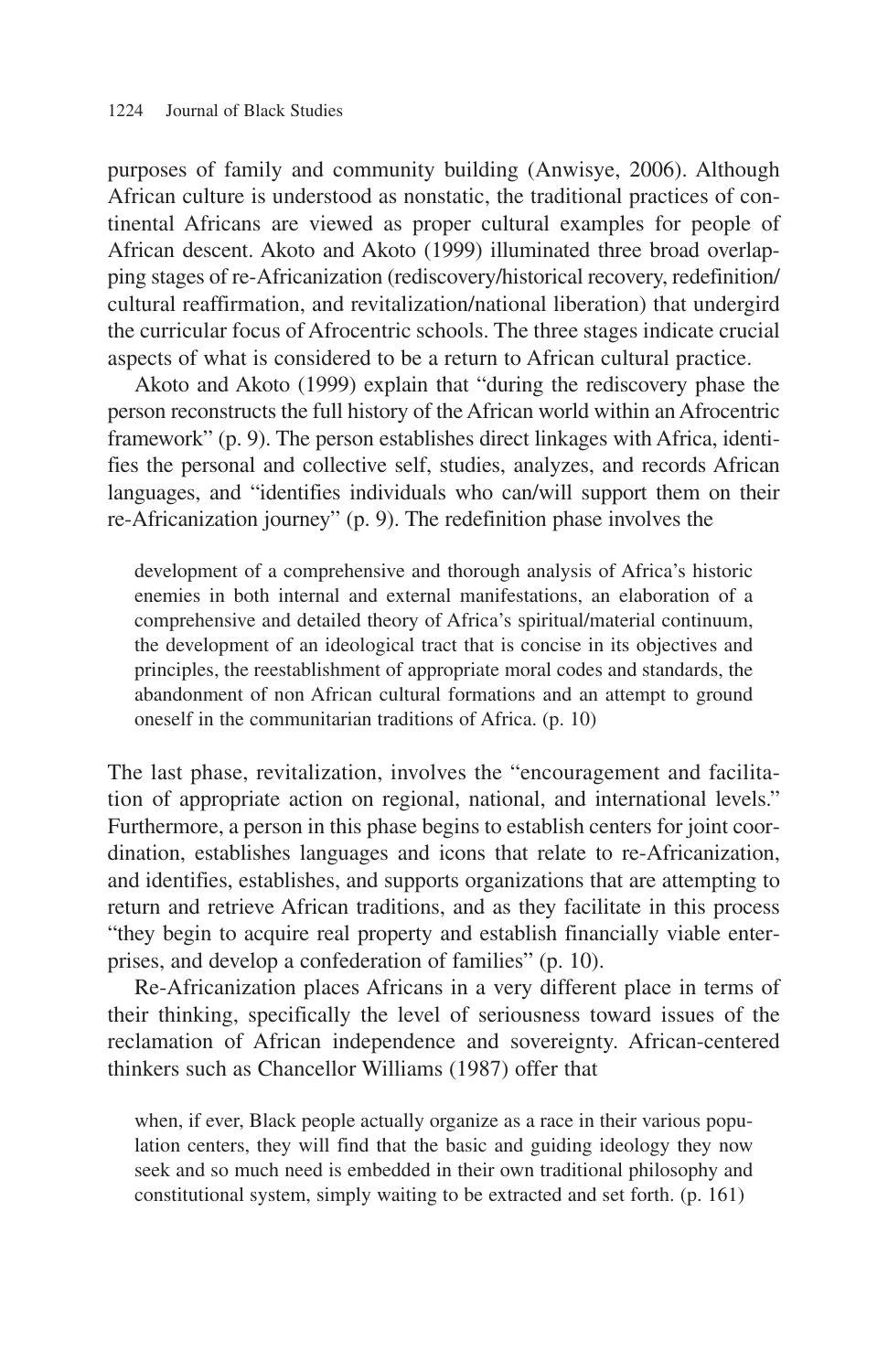purposes of family and community building (Anwisye, 2006). Although African culture is understood as nonstatic, the traditional practices of continental Africans are viewed as proper cultural examples for people of African descent. Akoto and Akoto (1999) illuminated three broad overlapping stages of re-Africanization (rediscovery/historical recovery, redefinition/cultural reaffirmation, and revitalization/national liberation) that undergird the curricular focus of Afrocentric schools. The three stages indicate crucial aspects of what is considered to be a return to African cultural practice.

Akoto and Akoto (1999) explain that "during the rediscovery phase the person reconstructs the full history of the African world within an Afrocentric framework" (p. 9). The person establishes direct linkages with Africa, identifies the personal and collective self, studies, analyzes, and records African languages, and "identifies individuals who can/will support them on their re-Africanization journey" (p. 9). The redefinition phase involves the

> development of a comprehensive and thorough analysis of Africa's historic enemies in both internal and external manifestations, an elaboration of a comprehensive and detailed theory of Africa's spiritual/material continuum, the development of an ideological tract that is concise in its objectives and principles, the reestablishment of appropriate moral codes and standards, the abandonment of non African cultural formations and an attempt to ground oneself in the communitarian traditions of Africa. (p. 10)

The last phase, revitalization, involves the "encouragement and facilitation of appropriate action on regional, national, and international levels." Furthermore, a person in this phase begins to establish centers for joint coordination, establishes languages and icons that relate to re-Africanization, and identifies, establishes, and supports organizations that are attempting to return and retrieve African traditions, and as they facilitate in this process "they begin to acquire real property and establish financially viable enterprises, and develop a confederation of families" (p. 10).

Re-Africanization places Africans in a very different place in terms of their thinking, specifically the level of seriousness toward issues of the reclamation of African independence and sovereignty. African-centered thinkers such as Chancellor Williams (1987) offer that

> when, if ever, Black people actually organize as a race in their various population centers, they will find that the basic and guiding ideology they now seek and so much need is embedded in their own traditional philosophy and constitutional system, simply waiting to be extracted and set forth. (p. 161)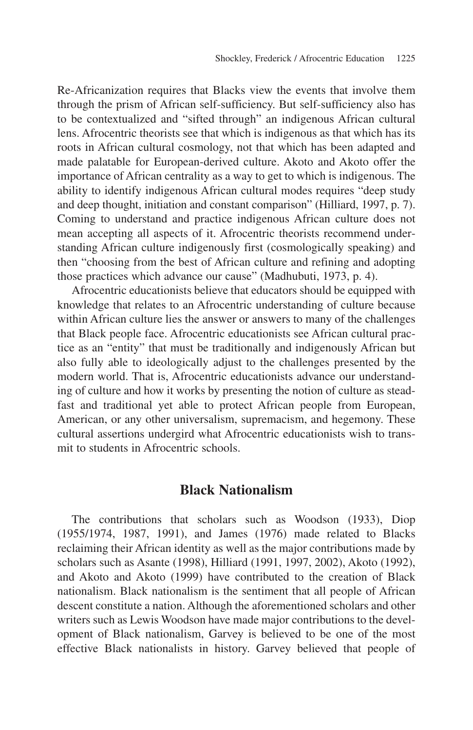Re-Africanization requires that Blacks view the events that involve them through the prism of African self-sufficiency. But self-sufficiency also has to be contextualized and "sifted through" an indigenous African cultural lens. Afrocentric theorists see that which is indigenous as that which has its roots in African cultural cosmology, not that which has been adapted and made palatable for European-derived culture. Akoto and Akoto offer the importance of African centrality as a way to get to which is indigenous. The ability to identify indigenous African cultural modes requires "deep study and deep thought, initiation and constant comparison" (Hilliard, 1997, p. 7). Coming to understand and practice indigenous African culture does not mean accepting all aspects of it. Afrocentric theorists recommend understanding African culture indigenously first (cosmologically speaking) and then "choosing from the best of African culture and refining and adopting those practices which advance our cause" (Madhubuti, 1973, p. 4).

Afrocentric educationists believe that educators should be equipped with knowledge that relates to an Afrocentric understanding of culture because within African culture lies the answer or answers to many of the challenges that Black people face. Afrocentric educationists see African cultural practice as an "entity" that must be traditionally and indigenously African but also fully able to ideologically adjust to the challenges presented by the modern world. That is, Afrocentric educationists advance our understanding of culture and how it works by presenting the notion of culture as steadfast and traditional yet able to protect African people from European, American, or any other universalism, supremacism, and hegemony. These cultural assertions undergird what Afrocentric educationists wish to transmit to students in Afrocentric schools.

## Black Nationalism

The contributions that scholars such as Woodson (1933), Diop (1955/1974, 1987, 1991), and James (1976) made related to Blacks reclaiming their African identity as well as the major contributions made by scholars such as Asante (1998), Hilliard (1991, 1997, 2002), Akoto (1992), and Akoto and Akoto (1999) have contributed to the creation of Black nationalism. Black nationalism is the sentiment that all people of African descent constitute a nation. Although the aforementioned scholars and other writers such as Lewis Woodson have made major contributions to the development of Black nationalism, Garvey is believed to be one of the most effective Black nationalists in history. Garvey believed that people of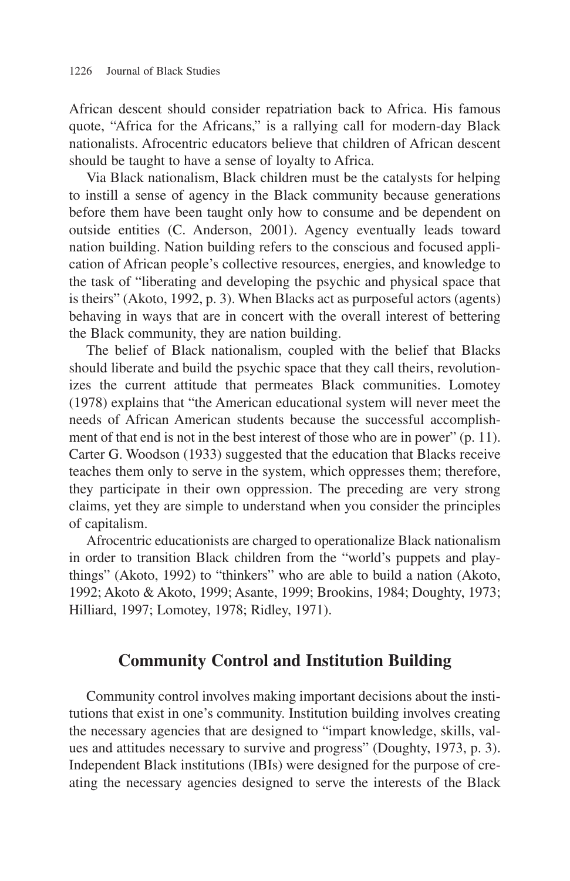African descent should consider repatriation back to Africa. His famous quote, "Africa for the Africans," is a rallying call for modern-day Black nationalists. Afrocentric educators believe that children of African descent should be taught to have a sense of loyalty to Africa.

Via Black nationalism, Black children must be the catalysts for helping to instill a sense of agency in the Black community because generations before them have been taught only how to consume and be dependent on outside entities (C. Anderson, 2001). Agency eventually leads toward nation building. Nation building refers to the conscious and focused application of African people's collective resources, energies, and knowledge to the task of "liberating and developing the psychic and physical space that is theirs" (Akoto, 1992, p. 3). When Blacks act as purposeful actors (agents) behaving in ways that are in concert with the overall interest of bettering the Black community, they are nation building.

The belief of Black nationalism, coupled with the belief that Blacks should liberate and build the psychic space that they call theirs, revolutionizes the current attitude that permeates Black communities. Lomotey (1978) explains that "the American educational system will never meet the needs of African American students because the successful accomplishment of that end is not in the best interest of those who are in power" (p. 11). Carter G. Woodson (1933) suggested that the education that Blacks receive teaches them only to serve in the system, which oppresses them; therefore, they participate in their own oppression. The preceding are very strong claims, yet they are simple to understand when you consider the principles of capitalism.

Afrocentric educationists are charged to operationalize Black nationalism in order to transition Black children from the "world's puppets and playthings" (Akoto, 1992) to "thinkers" who are able to build a nation (Akoto, 1992; Akoto & Akoto, 1999; Asante, 1999; Brookins, 1984; Doughty, 1973; Hilliard, 1997; Lomotey, 1978; Ridley, 1971).

## Community Control and Institution Building

Community control involves making important decisions about the institutions that exist in one's community. Institution building involves creating the necessary agencies that are designed to "impart knowledge, skills, values and attitudes necessary to survive and progress" (Doughty, 1973, p. 3). Independent Black institutions (IBIs) were designed for the purpose of creating the necessary agencies designed to serve the interests of the Black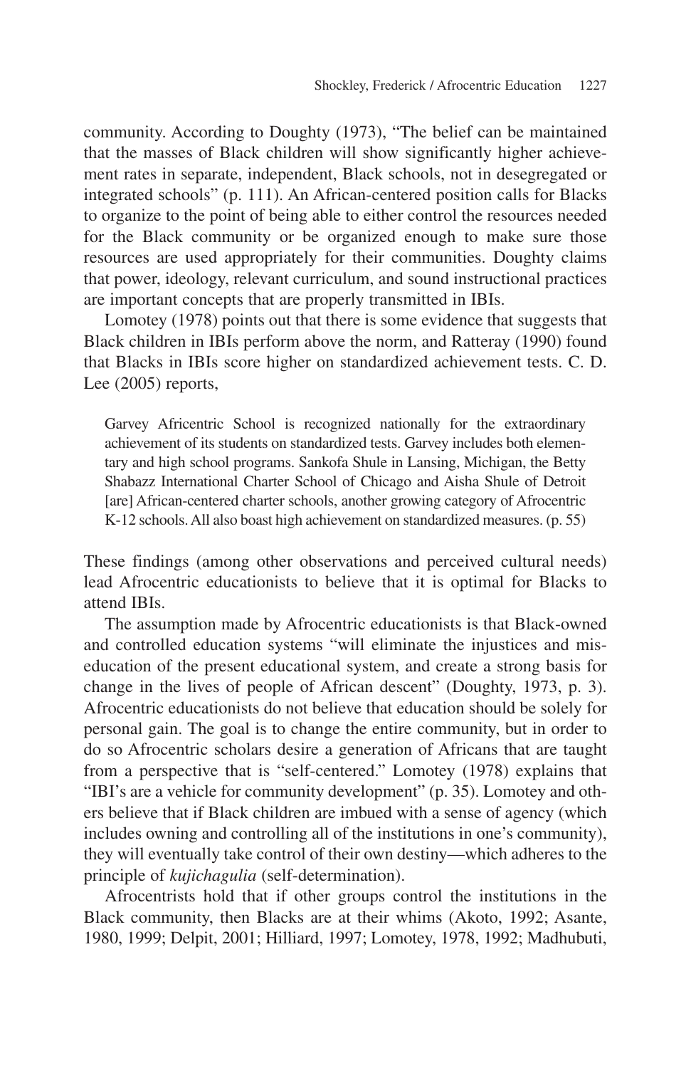community. According to Doughty (1973), "The belief can be maintained that the masses of Black children will show significantly higher achievement rates in separate, independent, Black schools, not in desegregated or integrated schools" (p. 111). An African-centered position calls for Blacks to organize to the point of being able to either control the resources needed for the Black community or be organized enough to make sure those resources are used appropriately for their communities. Doughty claims that power, ideology, relevant curriculum, and sound instructional practices are important concepts that are properly transmitted in IBIs.

Lomotey (1978) points out that there is some evidence that suggests that Black children in IBIs perform above the norm, and Ratteray (1990) found that Blacks in IBIs score higher on standardized achievement tests. C. D. Lee (2005) reports,

> Garvey Africentric School is recognized nationally for the extraordinary achievement of its students on standardized tests. Garvey includes both elementary and high school programs. Sankofa Shule in Lansing, Michigan, the Betty Shabazz International Charter School of Chicago and Aisha Shule of Detroit [are] African-centered charter schools, another growing category of Afrocentric K-12 schools. All also boast high achievement on standardized measures. (p. 55)

These findings (among other observations and perceived cultural needs) lead Afrocentric educationists to believe that it is optimal for Blacks to attend IBIs.

The assumption made by Afrocentric educationists is that Black-owned and controlled education systems "will eliminate the injustices and miseducation of the present educational system, and create a strong basis for change in the lives of people of African descent" (Doughty, 1973, p. 3). Afrocentric educationists do not believe that education should be solely for personal gain. The goal is to change the entire community, but in order to do so Afrocentric scholars desire a generation of Africans that are taught from a perspective that is "self-centered." Lomotey (1978) explains that "IBI's are a vehicle for community development" (p. 35). Lomotey and others believe that if Black children are imbued with a sense of agency (which includes owning and controlling all of the institutions in one's community), they will eventually take control of their own destiny—which adheres to the principle of *kujichagulia* (self-determination).

Afrocentrists hold that if other groups control the institutions in the Black community, then Blacks are at their whims (Akoto, 1992; Asante, 1980, 1999; Delpit, 2001; Hilliard, 1997; Lomotey, 1978, 1992; Madhubuti,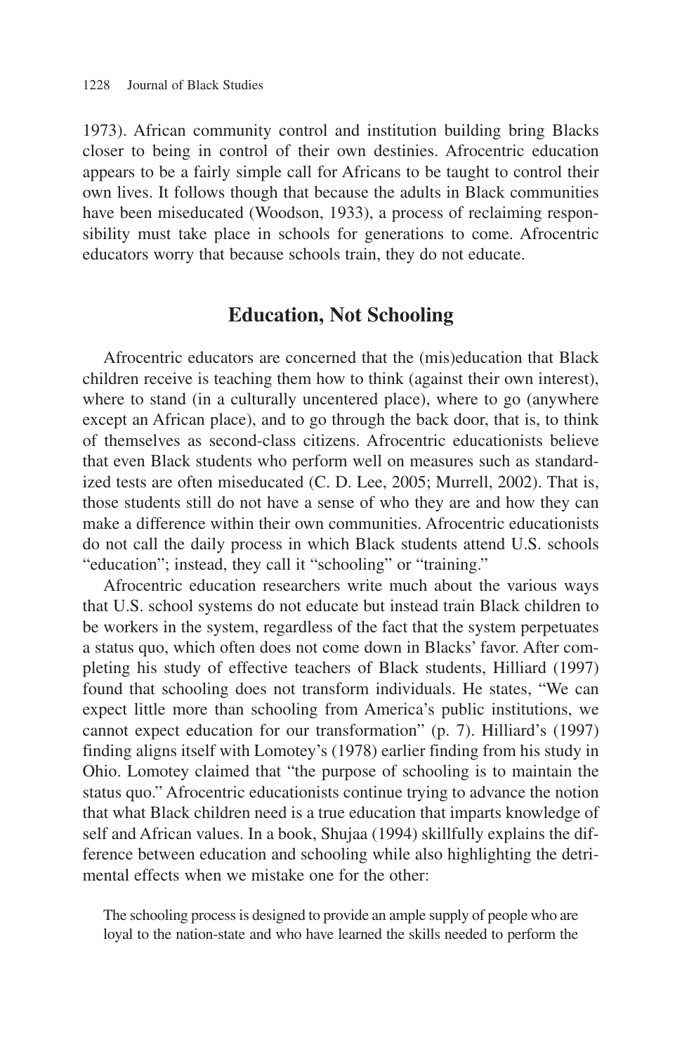1973). African community control and institution building bring Blacks closer to being in control of their own destinies. Afrocentric education appears to be a fairly simple call for Africans to be taught to control their own lives. It follows though that because the adults in Black communities have been miseducated (Woodson, 1933), a process of reclaiming responsibility must take place in schools for generations to come. Afrocentric educators worry that because schools train, they do not educate.

## Education, Not Schooling

Afrocentric educators are concerned that the (mis)education that Black children receive is teaching them how to think (against their own interest), where to stand (in a culturally uncentered place), where to go (anywhere except an African place), and to go through the back door, that is, to think of themselves as second-class citizens. Afrocentric educationists believe that even Black students who perform well on measures such as standardized tests are often miseducated (C. D. Lee, 2005; Murrell, 2002). That is, those students still do not have a sense of who they are and how they can make a difference within their own communities. Afrocentric educationists do not call the daily process in which Black students attend U.S. schools "education"; instead, they call it "schooling" or "training."

Afrocentric education researchers write much about the various ways that U.S. school systems do not educate but instead train Black children to be workers in the system, regardless of the fact that the system perpetuates a status quo, which often does not come down in Blacks' favor. After completing his study of effective teachers of Black students, Hilliard (1997) found that schooling does not transform individuals. He states, "We can expect little more than schooling from America's public institutions, we cannot expect education for our transformation" (p. 7). Hilliard's (1997) finding aligns itself with Lomotey's (1978) earlier finding from his study in Ohio. Lomotey claimed that "the purpose of schooling is to maintain the status quo." Afrocentric educationists continue trying to advance the notion that what Black children need is a true education that imparts knowledge of self and African values. In a book, Shujaa (1994) skillfully explains the difference between education and schooling while also highlighting the detrimental effects when we mistake one for the other:

> The schooling process is designed to provide an ample supply of people who are loyal to the nation-state and who have learned the skills needed to perform the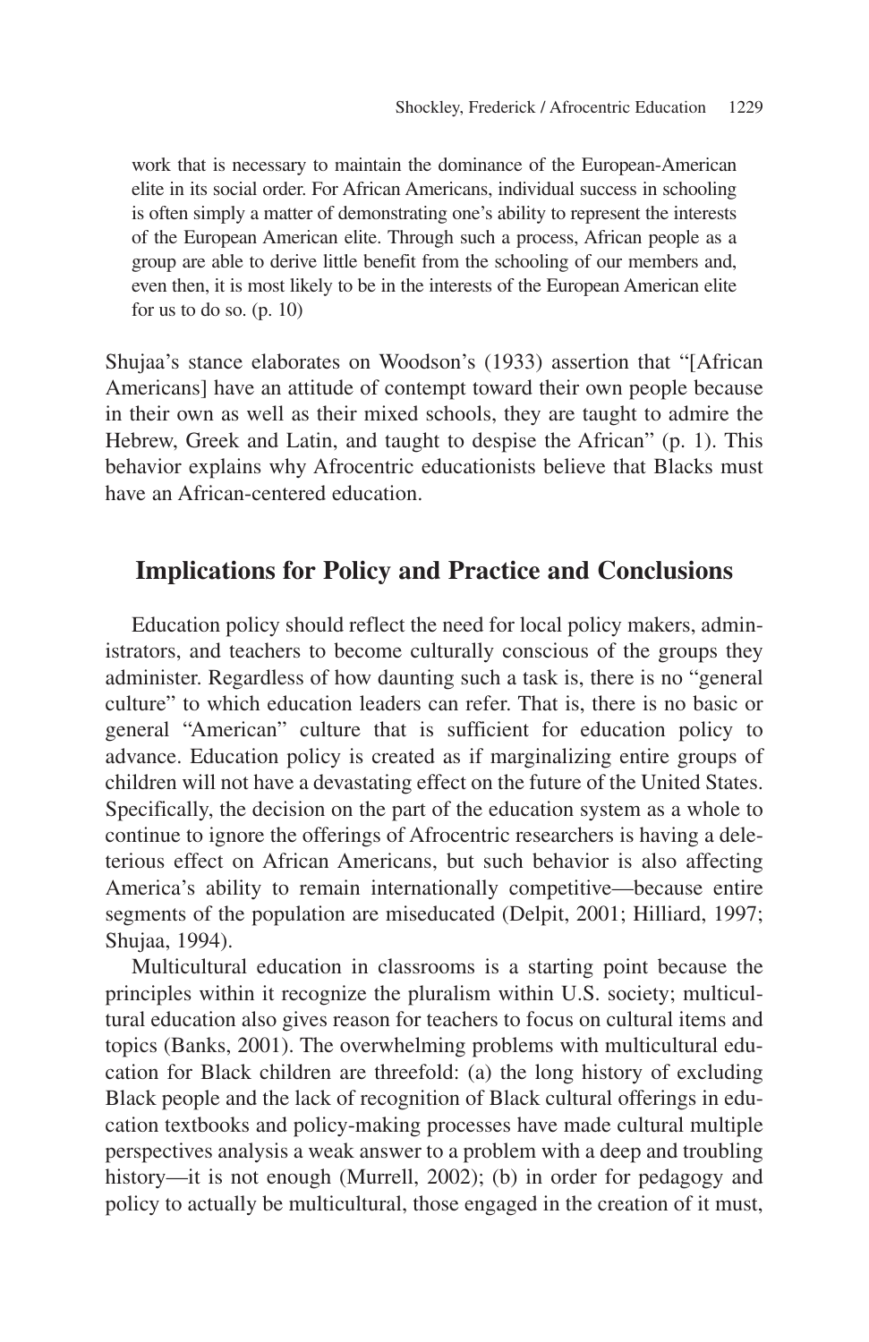> work that is necessary to maintain the dominance of the European-American elite in its social order. For African Americans, individual success in schooling is often simply a matter of demonstrating one's ability to represent the interests of the European American elite. Through such a process, African people as a group are able to derive little benefit from the schooling of our members and, even then, it is most likely to be in the interests of the European American elite for us to do so. (p. 10)

Shujaa's stance elaborates on Woodson's (1933) assertion that "[African Americans] have an attitude of contempt toward their own people because in their own as well as their mixed schools, they are taught to admire the Hebrew, Greek and Latin, and taught to despise the African" (p. 1). This behavior explains why Afrocentric educationists believe that Blacks must have an African-centered education.

## Implications for Policy and Practice and Conclusions

Education policy should reflect the need for local policy makers, administrators, and teachers to become culturally conscious of the groups they administer. Regardless of how daunting such a task is, there is no "general culture" to which education leaders can refer. That is, there is no basic or general "American" culture that is sufficient for education policy to advance. Education policy is created as if marginalizing entire groups of children will not have a devastating effect on the future of the United States. Specifically, the decision on the part of the education system as a whole to continue to ignore the offerings of Afrocentric researchers is having a deleterious effect on African Americans, but such behavior is also affecting America's ability to remain internationally competitive—because entire segments of the population are miseducated (Delpit, 2001; Hilliard, 1997; Shujaa, 1994).

Multicultural education in classrooms is a starting point because the principles within it recognize the pluralism within U.S. society; multicultural education also gives reason for teachers to focus on cultural items and topics (Banks, 2001). The overwhelming problems with multicultural education for Black children are threefold: (a) the long history of excluding Black people and the lack of recognition of Black cultural offerings in education textbooks and policy-making processes have made cultural multiple perspectives analysis a weak answer to a problem with a deep and troubling history—it is not enough (Murrell, 2002); (b) in order for pedagogy and policy to actually be multicultural, those engaged in the creation of it must,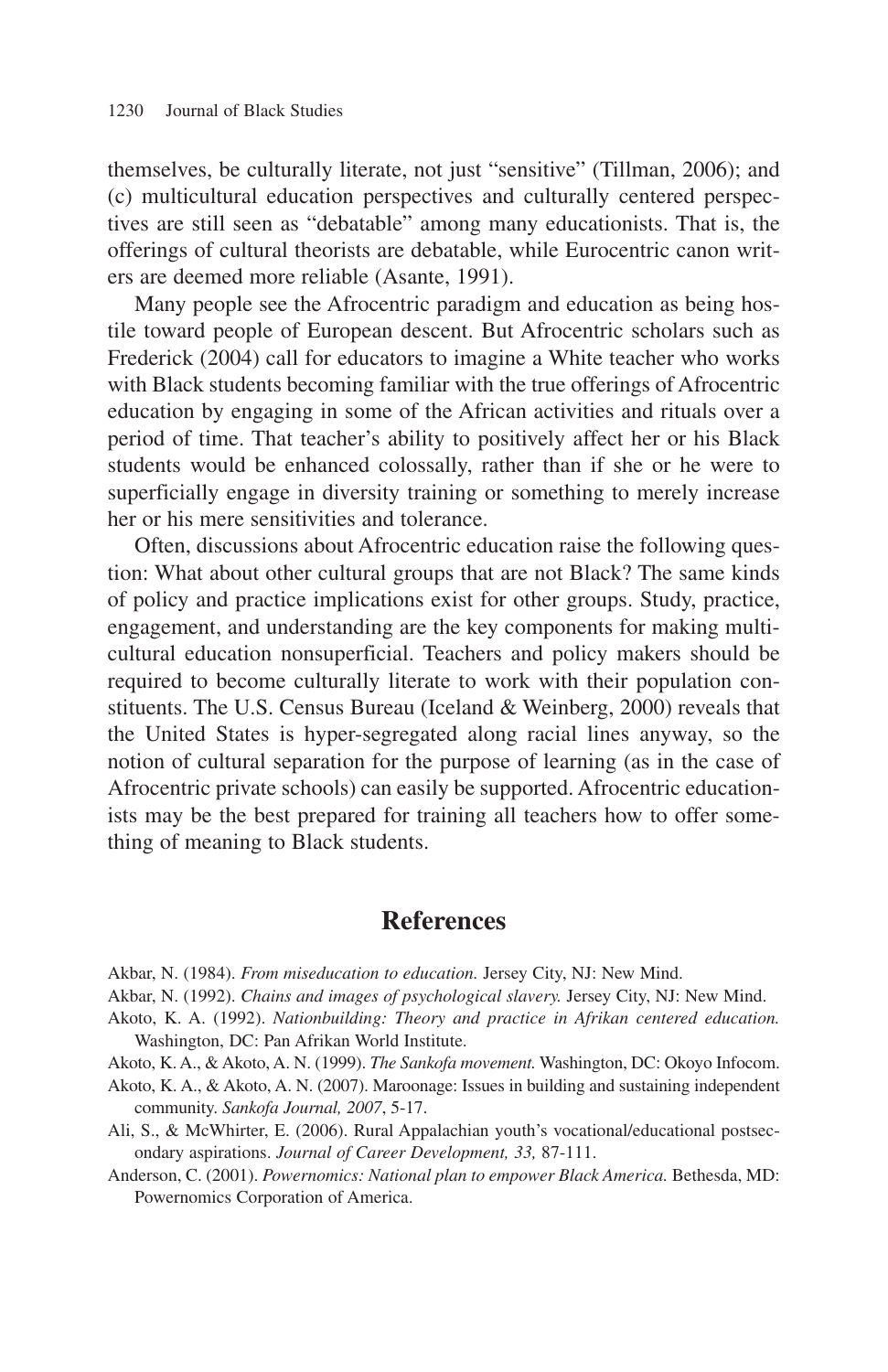themselves, be culturally literate, not just "sensitive" (Tillman, 2006); and (c) multicultural education perspectives and culturally centered perspectives are still seen as "debatable" among many educationists. That is, the offerings of cultural theorists are debatable, while Eurocentric canon writers are deemed more reliable (Asante, 1991).

Many people see the Afrocentric paradigm and education as being hostile toward people of European descent. But Afrocentric scholars such as Frederick (2004) call for educators to imagine a White teacher who works with Black students becoming familiar with the true offerings of Afrocentric education by engaging in some of the African activities and rituals over a period of time. That teacher's ability to positively affect her or his Black students would be enhanced colossally, rather than if she or he were to superficially engage in diversity training or something to merely increase her or his mere sensitivities and tolerance.

Often, discussions about Afrocentric education raise the following question: What about other cultural groups that are not Black? The same kinds of policy and practice implications exist for other groups. Study, practice, engagement, and understanding are the key components for making multicultural education nonsuperficial. Teachers and policy makers should be required to become culturally literate to work with their population constituents. The U.S. Census Bureau (Iceland & Weinberg, 2000) reveals that the United States is hyper-segregated along racial lines anyway, so the notion of cultural separation for the purpose of learning (as in the case of Afrocentric private schools) can easily be supported. Afrocentric educationists may be the best prepared for training all teachers how to offer something of meaning to Black students.

## References

Akbar, N. (1984). *From miseducation to education.* Jersey City, NJ: New Mind.

Akbar, N. (1992). *Chains and images of psychological slavery.* Jersey City, NJ: New Mind.

Akoto, K. A. (1992). *Nationbuilding: Theory and practice in Afrikan centered education.* Washington, DC: Pan Afrikan World Institute.

Akoto, K. A., & Akoto, A. N. (1999). *The Sankofa movement.* Washington, DC: Okoyo Infocom.

Akoto, K. A., & Akoto, A. N. (2007). Maroonage: Issues in building and sustaining independent community. *Sankofa Journal, 2007*, 5-17.

Ali, S., & McWhirter, E. (2006). Rural Appalachian youth's vocational/educational postsecondary aspirations. *Journal of Career Development, 33,* 87-111.

Anderson, C. (2001). *Powernomics: National plan to empower Black America.* Bethesda, MD: Powernomics Corporation of America.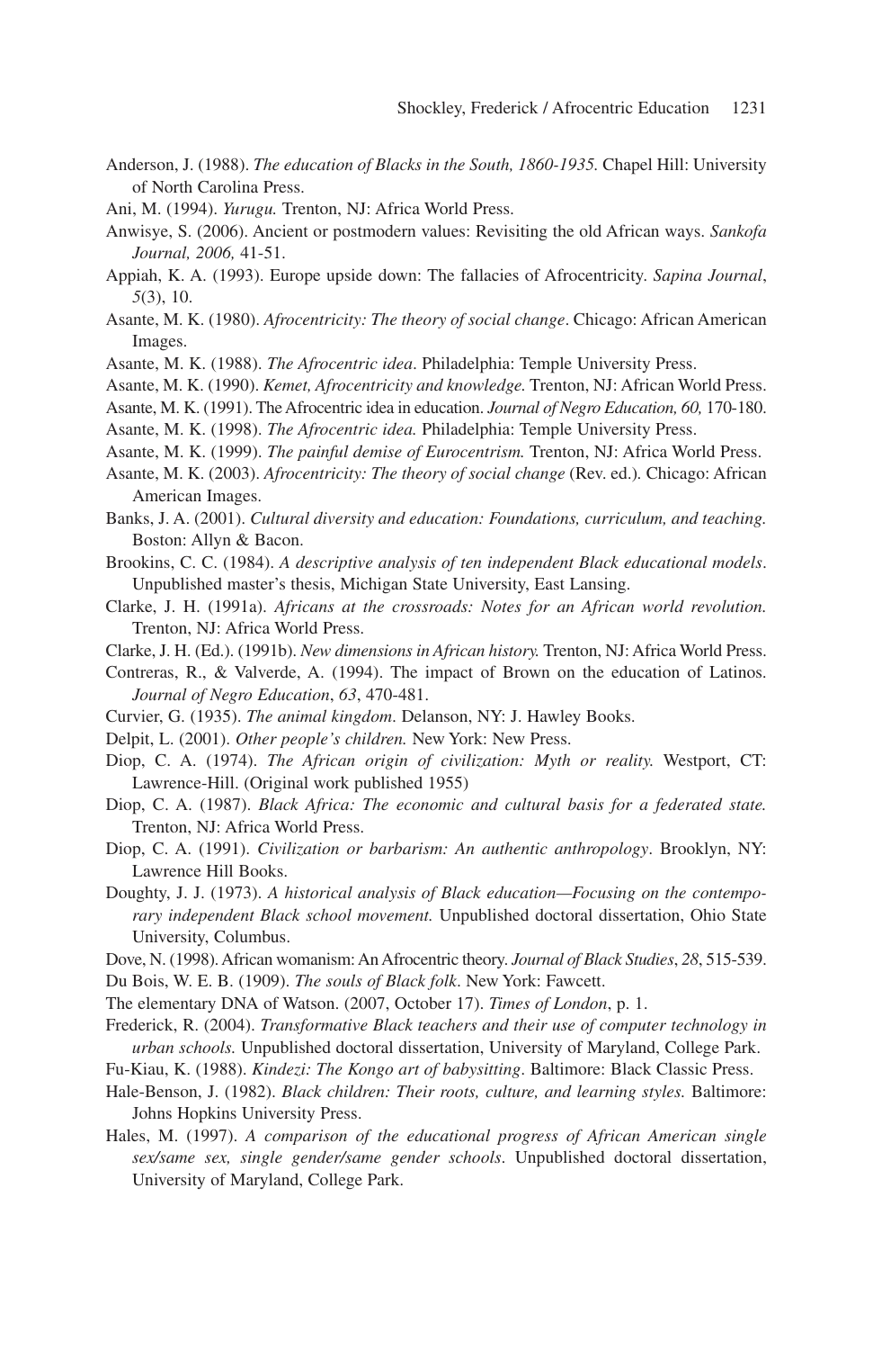Anderson, J. (1988). *The education of Blacks in the South, 1860-1935.* Chapel Hill: University of North Carolina Press.

Ani, M. (1994). *Yurugu.* Trenton, NJ: Africa World Press.

Anwisye, S. (2006). Ancient or postmodern values: Revisiting the old African ways. *Sankofa Journal, 2006,* 41-51.

Appiah, K. A. (1993). Europe upside down: The fallacies of Afrocentricity. *Sapina Journal*, *5*(3), 10.

Asante, M. K. (1980). *Afrocentricity: The theory of social change*. Chicago: African American Images.

Asante, M. K. (1988). *The Afrocentric idea*. Philadelphia: Temple University Press.

Asante, M. K. (1990). *Kemet, Afrocentricity and knowledge.* Trenton, NJ: African World Press.

Asante, M. K. (1991). The Afrocentric idea in education. *Journal of Negro Education, 60,* 170-180.

Asante, M. K. (1998). *The Afrocentric idea.* Philadelphia: Temple University Press.

Asante, M. K. (1999). *The painful demise of Eurocentrism.* Trenton, NJ: Africa World Press.

Asante, M. K. (2003). *Afrocentricity: The theory of social change* (Rev. ed.). Chicago: African American Images.

Banks, J. A. (2001). *Cultural diversity and education: Foundations, curriculum, and teaching.* Boston: Allyn & Bacon.

Brookins, C. C. (1984). *A descriptive analysis of ten independent Black educational models*. Unpublished master's thesis, Michigan State University, East Lansing.

Clarke, J. H. (1991a). *Africans at the crossroads: Notes for an African world revolution.* Trenton, NJ: Africa World Press.

Clarke, J. H. (Ed.). (1991b). *New dimensions in African history.* Trenton, NJ: Africa World Press.

Contreras, R., & Valverde, A. (1994). The impact of Brown on the education of Latinos. *Journal of Negro Education*, *63*, 470-481.

Curvier, G. (1935). *The animal kingdom*. Delanson, NY: J. Hawley Books.

Delpit, L. (2001). *Other people's children.* New York: New Press.

Diop, C. A. (1974). *The African origin of civilization: Myth or reality.* Westport, CT: Lawrence-Hill. (Original work published 1955)

Diop, C. A. (1987). *Black Africa: The economic and cultural basis for a federated state.* Trenton, NJ: Africa World Press.

Diop, C. A. (1991). *Civilization or barbarism: An authentic anthropology*. Brooklyn, NY: Lawrence Hill Books.

Doughty, J. J. (1973). *A historical analysis of Black education—Focusing on the contemporary independent Black school movement.* Unpublished doctoral dissertation, Ohio State University, Columbus.

Dove, N. (1998). African womanism: An Afrocentric theory. *Journal of Black Studies*, *28*, 515-539.

Du Bois, W. E. B. (1909). *The souls of Black folk*. New York: Fawcett.

The elementary DNA of Watson. (2007, October 17). *Times of London*, p. 1.

Frederick, R. (2004). *Transformative Black teachers and their use of computer technology in urban schools.* Unpublished doctoral dissertation, University of Maryland, College Park.

Fu-Kiau, K. (1988). *Kindezi: The Kongo art of babysitting*. Baltimore: Black Classic Press.

Hale-Benson, J. (1982). *Black children: Their roots, culture, and learning styles.* Baltimore: Johns Hopkins University Press.

Hales, M. (1997). *A comparison of the educational progress of African American single sex/same sex, single gender/same gender schools*. Unpublished doctoral dissertation, University of Maryland, College Park.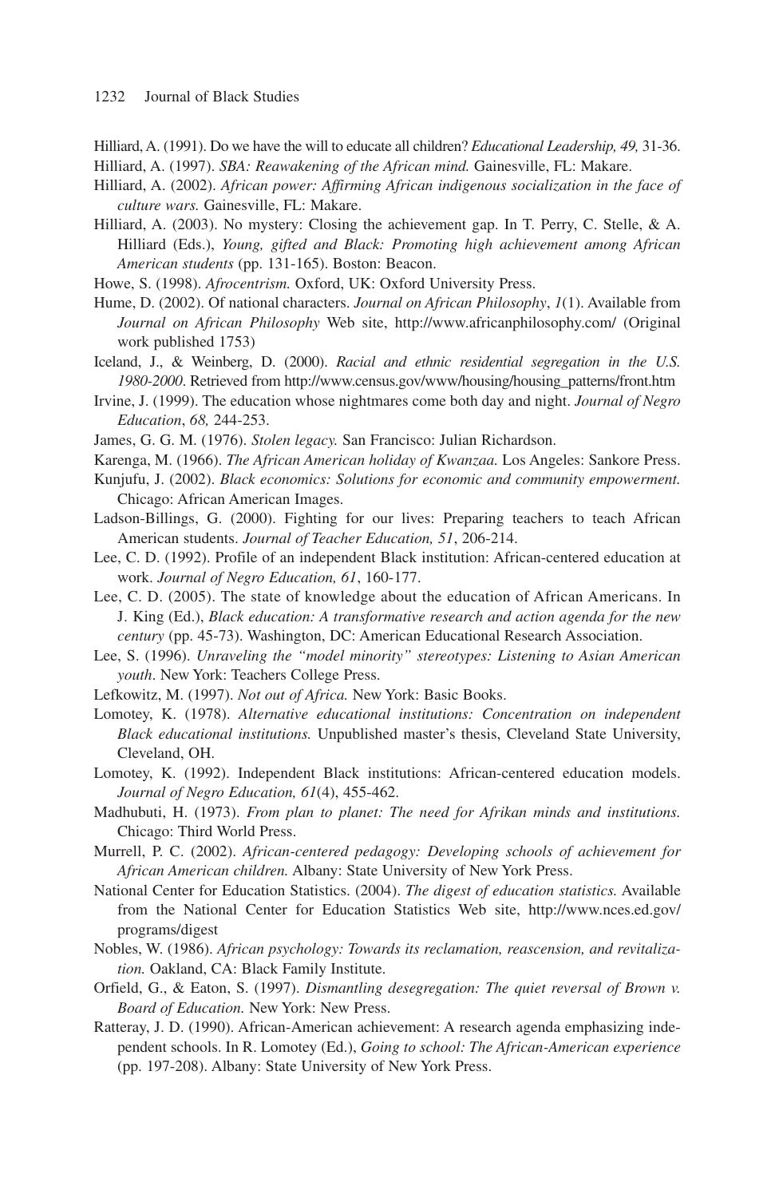Hilliard, A. (1991). Do we have the will to educate all children? *Educational Leadership, 49,* 31-36.

Hilliard, A. (1997). *SBA: Reawakening of the African mind.* Gainesville, FL: Makare.

Hilliard, A. (2002). *African power: Affirming African indigenous socialization in the face of culture wars.* Gainesville, FL: Makare.

Hilliard, A. (2003). No mystery: Closing the achievement gap. In T. Perry, C. Stelle, & A. Hilliard (Eds.), *Young, gifted and Black: Promoting high achievement among African American students* (pp. 131-165). Boston: Beacon.

Howe, S. (1998). *Afrocentrism.* Oxford, UK: Oxford University Press.

Hume, D. (2002). Of national characters. *Journal on African Philosophy*, *1*(1). Available from *Journal on African Philosophy* Web site, http://www.africanphilosophy.com/ (Original work published 1753)

Iceland, J., & Weinberg, D. (2000). *Racial and ethnic residential segregation in the U.S. 1980-2000*. Retrieved from http://www.census.gov/www/housing/housing_patterns/front.htm

Irvine, J. (1999). The education whose nightmares come both day and night. *Journal of Negro Education*, *68,* 244-253.

James, G. G. M. (1976). *Stolen legacy.* San Francisco: Julian Richardson.

Karenga, M. (1966). *The African American holiday of Kwanzaa.* Los Angeles: Sankore Press.

Kunjufu, J. (2002). *Black economics: Solutions for economic and community empowerment.* Chicago: African American Images.

Ladson-Billings, G. (2000). Fighting for our lives: Preparing teachers to teach African American students. *Journal of Teacher Education, 51*, 206-214.

Lee, C. D. (1992). Profile of an independent Black institution: African-centered education at work. *Journal of Negro Education, 61*, 160-177.

Lee, C. D. (2005). The state of knowledge about the education of African Americans. In J. King (Ed.), *Black education: A transformative research and action agenda for the new century* (pp. 45-73). Washington, DC: American Educational Research Association.

Lee, S. (1996). *Unraveling the "model minority" stereotypes: Listening to Asian American youth*. New York: Teachers College Press.

Lefkowitz, M. (1997). *Not out of Africa.* New York: Basic Books.

Lomotey, K. (1978). *Alternative educational institutions: Concentration on independent Black educational institutions.* Unpublished master's thesis, Cleveland State University, Cleveland, OH.

Lomotey, K. (1992). Independent Black institutions: African-centered education models. *Journal of Negro Education, 61*(4), 455-462.

Madhubuti, H. (1973). *From plan to planet: The need for Afrikan minds and institutions.* Chicago: Third World Press.

Murrell, P. C. (2002). *African-centered pedagogy: Developing schools of achievement for African American children.* Albany: State University of New York Press.

National Center for Education Statistics. (2004). *The digest of education statistics.* Available from the National Center for Education Statistics Web site, http://www.nces.ed.gov/programs/digest

Nobles, W. (1986). *African psychology: Towards its reclamation, reascension, and revitalization.* Oakland, CA: Black Family Institute.

Orfield, G., & Eaton, S. (1997). *Dismantling desegregation: The quiet reversal of Brown v. Board of Education.* New York: New Press.

Ratteray, J. D. (1990). African-American achievement: A research agenda emphasizing independent schools. In R. Lomotey (Ed.), *Going to school: The African-American experience* (pp. 197-208). Albany: State University of New York Press.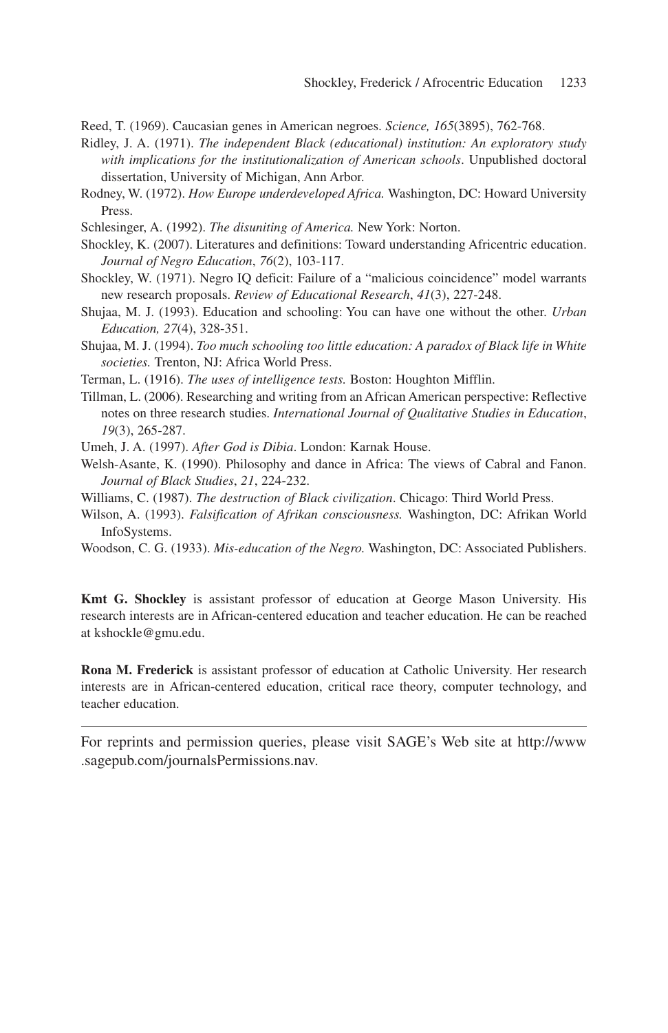Reed, T. (1969). Caucasian genes in American negroes. *Science, 165*(3895), 762-768.

Ridley, J. A. (1971). *The independent Black (educational) institution: An exploratory study with implications for the institutionalization of American schools*. Unpublished doctoral dissertation, University of Michigan, Ann Arbor.

Rodney, W. (1972). *How Europe underdeveloped Africa.* Washington, DC: Howard University Press.

Schlesinger, A. (1992). *The disuniting of America.* New York: Norton.

Shockley, K. (2007). Literatures and definitions: Toward understanding Africentric education. *Journal of Negro Education*, *76*(2), 103-117.

Shockley, W. (1971). Negro IQ deficit: Failure of a "malicious coincidence" model warrants new research proposals. *Review of Educational Research*, *41*(3), 227-248.

Shujaa, M. J. (1993). Education and schooling: You can have one without the other. *Urban Education, 27*(4), 328-351.

Shujaa, M. J. (1994). *Too much schooling too little education: A paradox of Black life in White societies.* Trenton, NJ: Africa World Press.

Terman, L. (1916). *The uses of intelligence tests.* Boston: Houghton Mifflin.

Tillman, L. (2006). Researching and writing from an African American perspective: Reflective notes on three research studies. *International Journal of Qualitative Studies in Education*, *19*(3), 265-287.

Umeh, J. A. (1997). *After God is Dibia*. London: Karnak House.

Welsh-Asante, K. (1990). Philosophy and dance in Africa: The views of Cabral and Fanon. *Journal of Black Studies*, *21*, 224-232.

Williams, C. (1987). *The destruction of Black civilization*. Chicago: Third World Press.

Wilson, A. (1993). *Falsification of Afrikan consciousness.* Washington, DC: Afrikan World InfoSystems.

Woodson, C. G. (1933). *Mis-education of the Negro.* Washington, DC: Associated Publishers.

**Kmt G. Shockley** is assistant professor of education at George Mason University. His research interests are in African-centered education and teacher education. He can be reached at kshockle@gmu.edu.

**Rona M. Frederick** is assistant professor of education at Catholic University. Her research interests are in African-centered education, critical race theory, computer technology, and teacher education.

---

For reprints and permission queries, please visit SAGE's Web site at http://www.sagepub.com/journalsPermissions.nav.